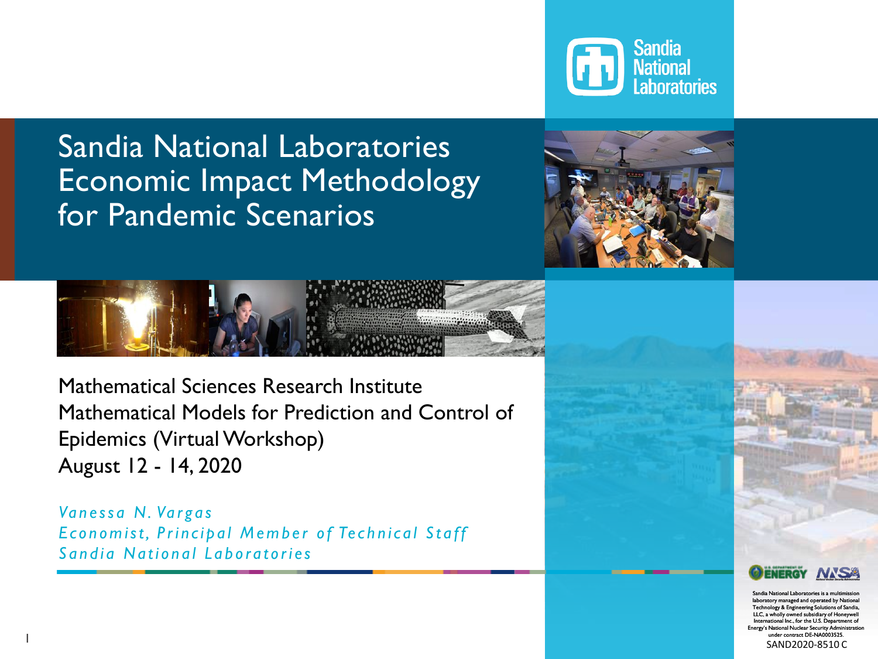# Sandia National Laboratories Economic Impact Methodology for Pandemic Scenarios

Mathematical Sciences Research Institute
Mathematical Models for Prediction and Control of Epidemics (Virtual Workshop)
August 12 - 14, 2020

*Vanessa N. Vargas*
*Economist, Principal Member of Technical Staff*
*Sandia National Laboratories*

Sandia National Laboratories is a multimission laboratory managed and operated by National Technology & Engineering Solutions of Sandia, LLC, a wholly owned subsidiary of Honeywell International Inc., for the U.S. Department of Energy's National Nuclear Security Administration under contract DE-NA0003525.

SAND2020-8510 C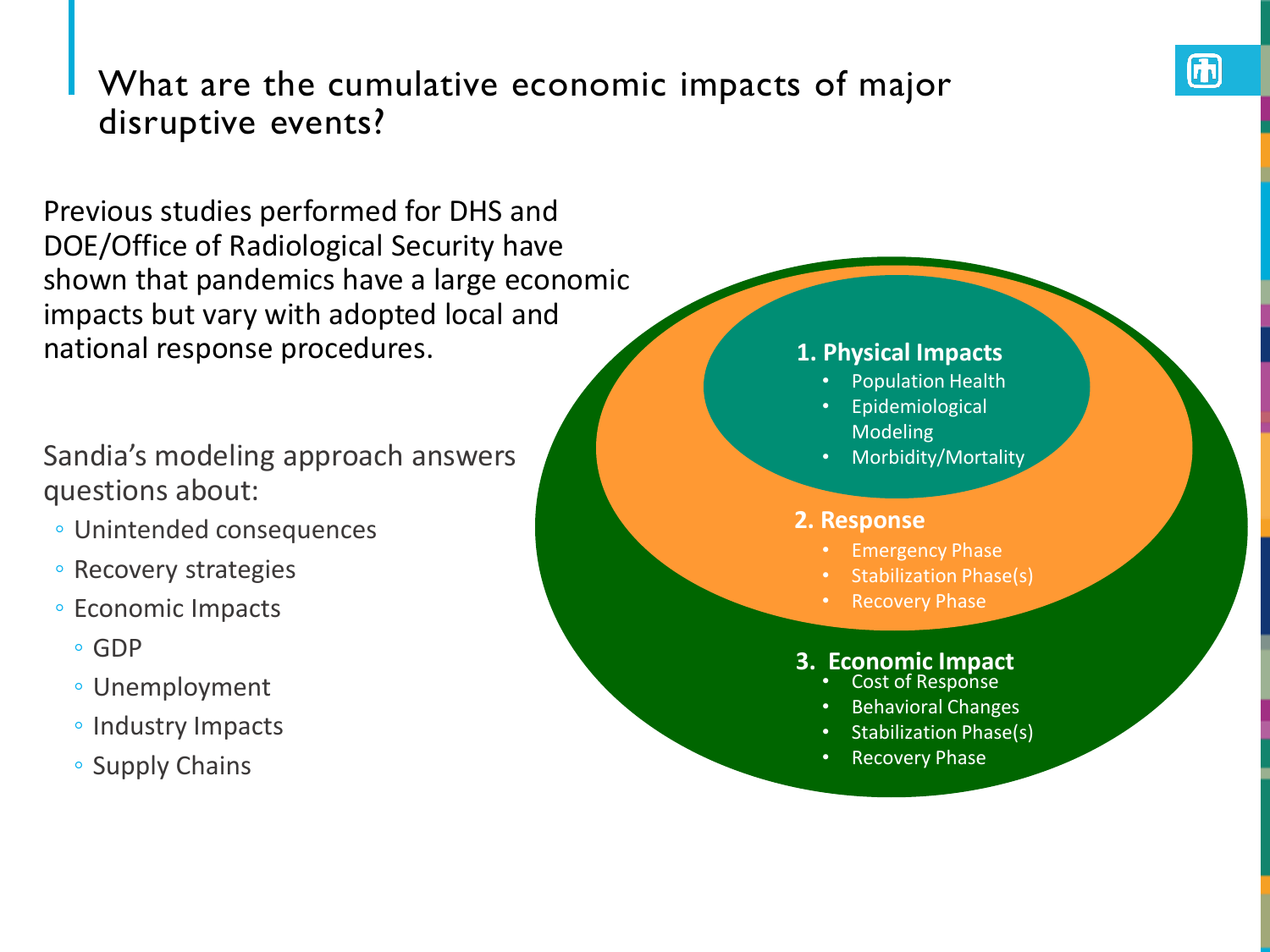# What are the cumulative economic impacts of major disruptive events?

Previous studies performed for DHS and DOE/Office of Radiological Security have shown that pandemics have a large economic impacts but vary with adopted local and national response procedures.

Sandia's modeling approach answers questions about:

- Unintended consequences
- Recovery strategies
- Economic Impacts
  - GDP
  - Unemployment
  - Industry Impacts
  - Supply Chains

**1. Physical Impacts**

- Population Health
- Epidemiological Modeling
- Morbidity/Mortality

**2. Response**

- Emergency Phase
- Stabilization Phase(s)
- Recovery Phase

**3. Economic Impact**

- Cost of Response
- Behavioral Changes
- Stabilization Phase(s)
- Recovery Phase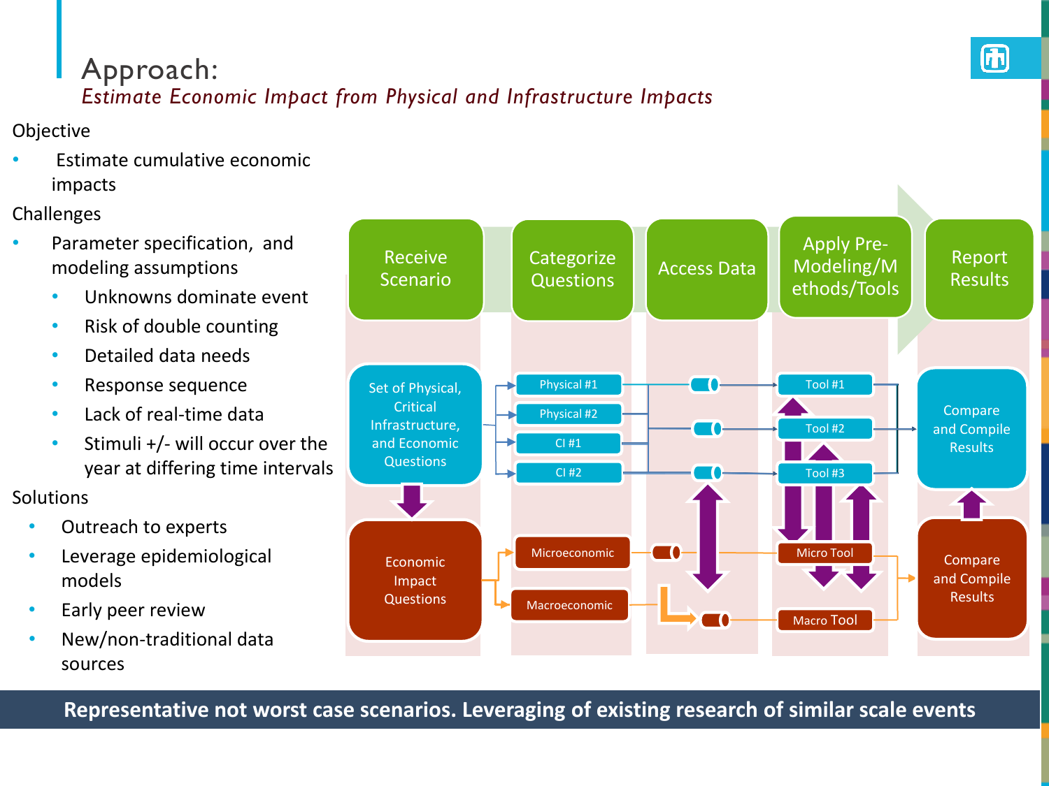# Approach:

*Estimate Economic Impact from Physical and Infrastructure Impacts*

Objective

- Estimate cumulative economic impacts

Challenges

- Parameter specification, and modeling assumptions
  - Unknowns dominate event
  - Risk of double counting
  - Detailed data needs
  - Response sequence
  - Lack of real-time data
  - Stimuli +/- will occur over the year at differing time intervals

Solutions

- Outreach to experts
- Leverage epidemiological models
- Early peer review
- New/non-traditional data sources

Receive Scenario → Categorize Questions → Access Data → Apply Pre-Modeling/Methods/Tools → Report Results

- Set of Physical, Critical Infrastructure, and Economic Questions
  - Physical #1, Physical #2, CI #1, CI #2
  - Tool #1, Tool #2, Tool #3
  - Compare and Compile Results
- Economic Impact Questions
  - Microeconomic → Micro Tool
  - Macroeconomic → Macro Tool
  - Compare and Compile Results

**Representative not worst case scenarios. Leveraging of existing research of similar scale events**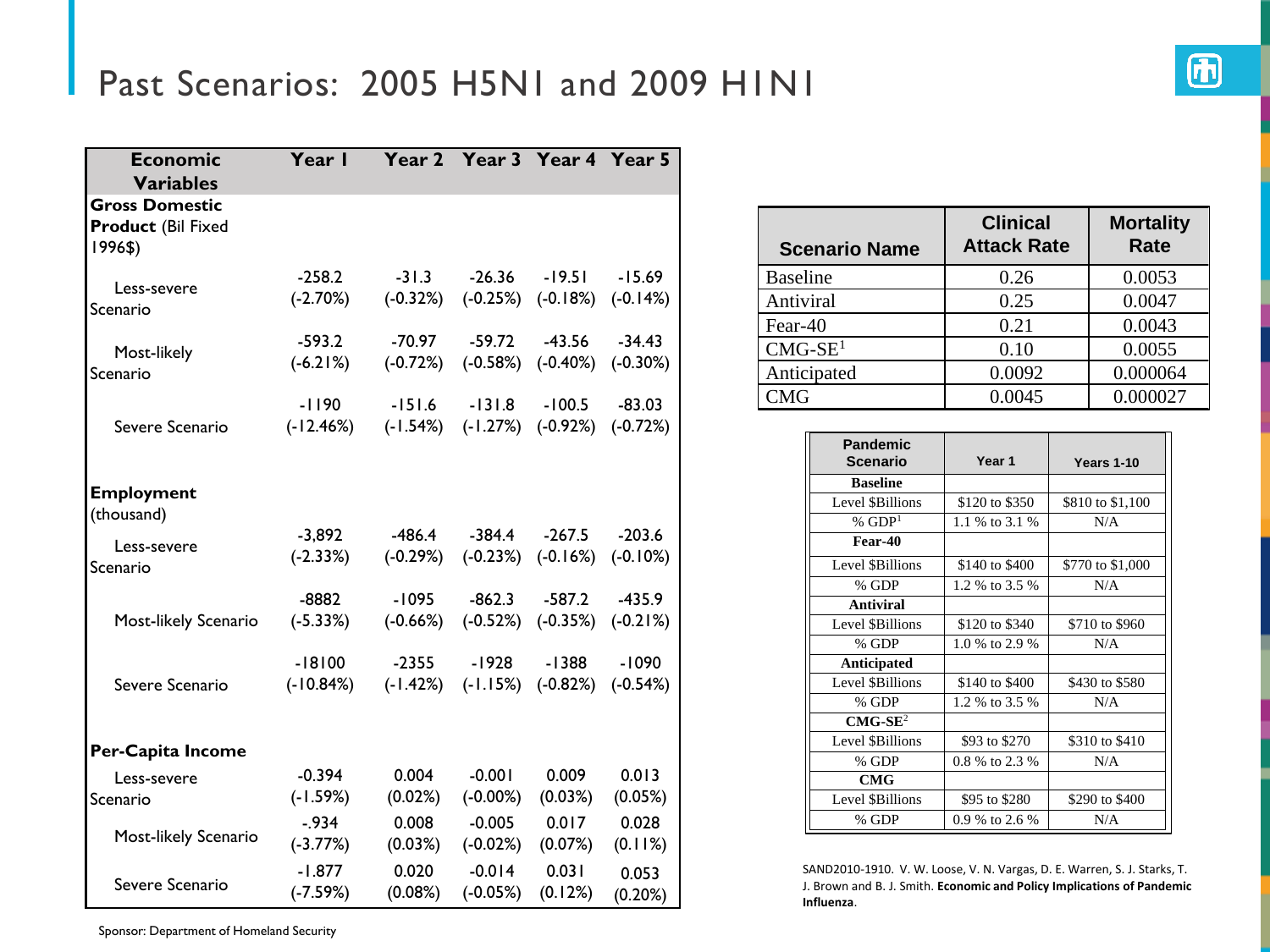# Past Scenarios: 2005 H5N1 and 2009 H1N1

| Economic Variables | Year 1 | Year 2 | Year 3 | Year 4 | Year 5 |
|---|---|---|---|---|---|
| **Gross Domestic Product** (Bil Fixed 1996$) | | | | | |
| Less-severe Scenario | -258.2 (-2.70%) | -31.3 (-0.32%) | -26.36 (-0.25%) | -19.51 (-0.18%) | -15.69 (-0.14%) |
| Most-likely Scenario | -593.2 (-6.21%) | -70.97 (-0.72%) | -59.72 (-0.58%) | -43.56 (-0.40%) | -34.43 (-0.30%) |
| Severe Scenario | -1190 (-12.46%) | -151.6 (-1.54%) | -131.8 (-1.27%) | -100.5 (-0.92%) | -83.03 (-0.72%) |
| **Employment** (thousand) | | | | | |
| Less-severe Scenario | -3,892 (-2.33%) | -486.4 (-0.29%) | -384.4 (-0.23%) | -267.5 (-0.16%) | -203.6 (-0.10%) |
| Most-likely Scenario | -8882 (-5.33%) | -1095 (-0.66%) | -862.3 (-0.52%) | -587.2 (-0.35%) | -435.9 (-0.21%) |
| Severe Scenario | -18100 (-10.84%) | -2355 (-1.42%) | -1928 (-1.15%) | -1388 (-0.82%) | -1090 (-0.54%) |
| **Per-Capita Income** | | | | | |
| Less-severe Scenario | -0.394 (-1.59%) | 0.004 (0.02%) | -0.001 (-0.00%) | 0.009 (0.03%) | 0.013 (0.05%) |
| Most-likely Scenario | -.934 (-3.77%) | 0.008 (0.03%) | -0.005 (-0.02%) | 0.017 (0.07%) | 0.028 (0.11%) |
| Severe Scenario | -1.877 (-7.59%) | 0.020 (0.08%) | -0.014 (-0.05%) | 0.031 (0.12%) | 0.053 (0.20%) |

Sponsor: Department of Homeland Security

| Scenario Name | Clinical Attack Rate | Mortality Rate |
|---|---|---|
| Baseline | 0.26 | 0.0053 |
| Antiviral | 0.25 | 0.0047 |
| Fear-40 | 0.21 | 0.0043 |
| CMG-SE[1] | 0.10 | 0.0055 |
| Anticipated | 0.0092 | 0.000064 |
| CMG | 0.0045 | 0.000027 |

| Pandemic Scenario | Year 1 | Years 1-10 |
|---|---|---|
| **Baseline** | | |
| Level $Billions | $120 to $350 | $810 to $1,100 |
| % GDP[1] | 1.1 % to 3.1 % | N/A |
| **Fear-40** | | |
| Level $Billions | $140 to $400 | $770 to $1,000 |
| % GDP | 1.2 % to 3.5 % | N/A |
| **Antiviral** | | |
| Level $Billions | $120 to $340 | $710 to $960 |
| % GDP | 1.0 % to 2.9 % | N/A |
| **Anticipated** | | |
| Level $Billions | $140 to $400 | $430 to $580 |
| % GDP | 1.2 % to 3.5 % | N/A |
| **CMG-SE[2]** | | |
| Level $Billions | $93 to $270 | $310 to $410 |
| % GDP | 0.8 % to 2.3 % | N/A |
| **CMG** | | |
| Level $Billions | $95 to $280 | $290 to $400 |
| % GDP | 0.9 % to 2.6 % | N/A |

SAND2010-1910. V. W. Loose, V. N. Vargas, D. E. Warren, S. J. Starks, T. J. Brown and B. J. Smith. **Economic and Policy Implications of Pandemic Influenza**.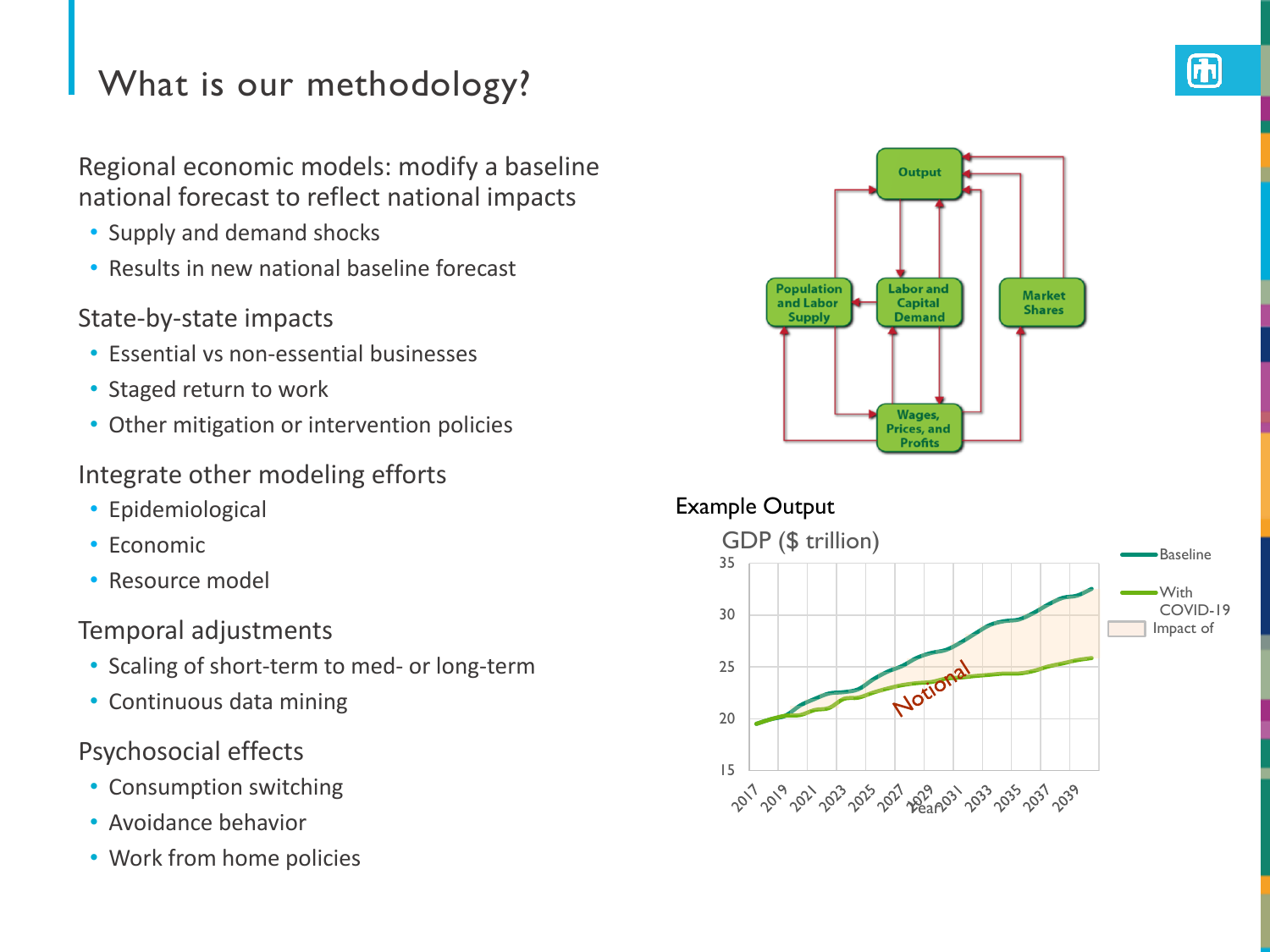# What is our methodology?

Regional economic models: modify a baseline national forecast to reflect national impacts

- Supply and demand shocks
- Results in new national baseline forecast

State-by-state impacts

- Essential vs non-essential businesses
- Staged return to work
- Other mitigation or intervention policies

Integrate other modeling efforts

- Epidemiological
- Economic
- Resource model

Temporal adjustments

- Scaling of short-term to med- or long-term
- Continuous data mining

Psychosocial effects

- Consumption switching
- Avoidance behavior
- Work from home policies

Output

Population and Labor Supply

Labor and Capital Demand

Market Shares

Wages, Prices, and Profits

Example Output

GDP ($ trillion)

Baseline

With COVID-19

Impact of

Notional

Year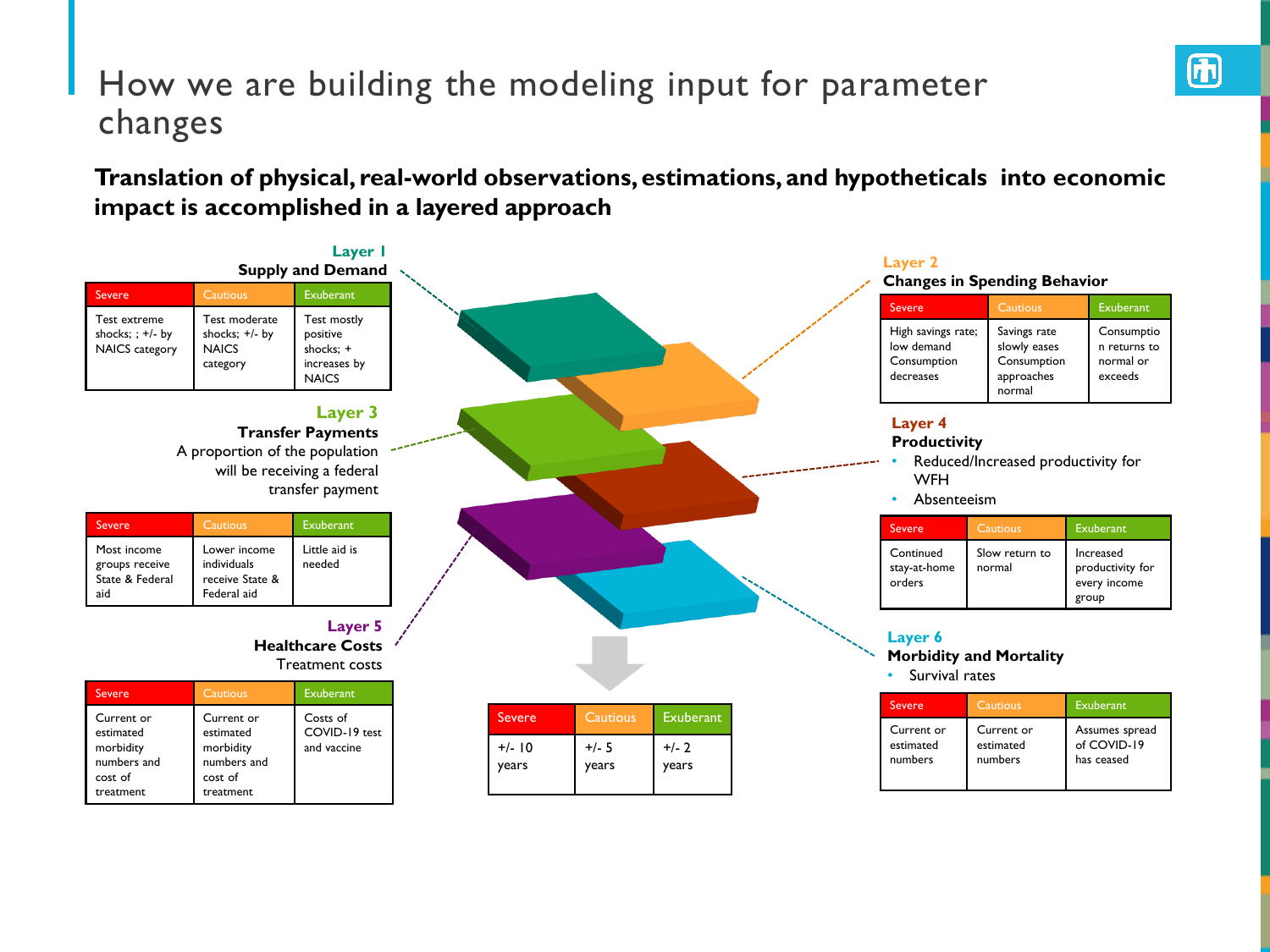# How we are building the modeling input for parameter changes

**Translation of physical, real-world observations, estimations, and hypotheticals into economic impact is accomplished in a layered approach**

### Layer 1
**Supply and Demand**

| Severe | Cautious | Exuberant |
|---|---|---|
| Test extreme shocks; ; +/- by NAICS category | Test moderate shocks; +/- by NAICS category | Test mostly positive shocks; + increases by NAICS |

### Layer 2
**Changes in Spending Behavior**

| Severe | Cautious | Exuberant |
|---|---|---|
| High savings rate; low demand Consumption decreases | Savings rate slowly eases Consumption approaches normal | Consumption returns to normal or exceeds |

### Layer 3
**Transfer Payments**

A proportion of the population will be receiving a federal transfer payment

| Severe | Cautious | Exuberant |
|---|---|---|
| Most income groups receive State & Federal aid | Lower income individuals receive State & Federal aid | Little aid is needed |

### Layer 4
**Productivity**

- Reduced/Increased productivity for WFH
- Absenteeism

| Severe | Cautious | Exuberant |
|---|---|---|
| Continued stay-at-home orders | Slow return to normal | Increased productivity for every income group |

### Layer 5
**Healthcare Costs**

Treatment costs

| Severe | Cautious | Exuberant |
|---|---|---|
| Current or estimated morbidity numbers and cost of treatment | Current or estimated morbidity numbers and cost of treatment | Costs of COVID-19 test and vaccine |

### Layer 6
**Morbidity and Mortality**

- Survival rates

| Severe | Cautious | Exuberant |
|---|---|---|
| Current or estimated numbers | Current or estimated numbers | Assumes spread of COVID-19 has ceased |

| Severe | Cautious | Exuberant |
|---|---|---|
| +/- 10 years | +/- 5 years | +/- 2 years |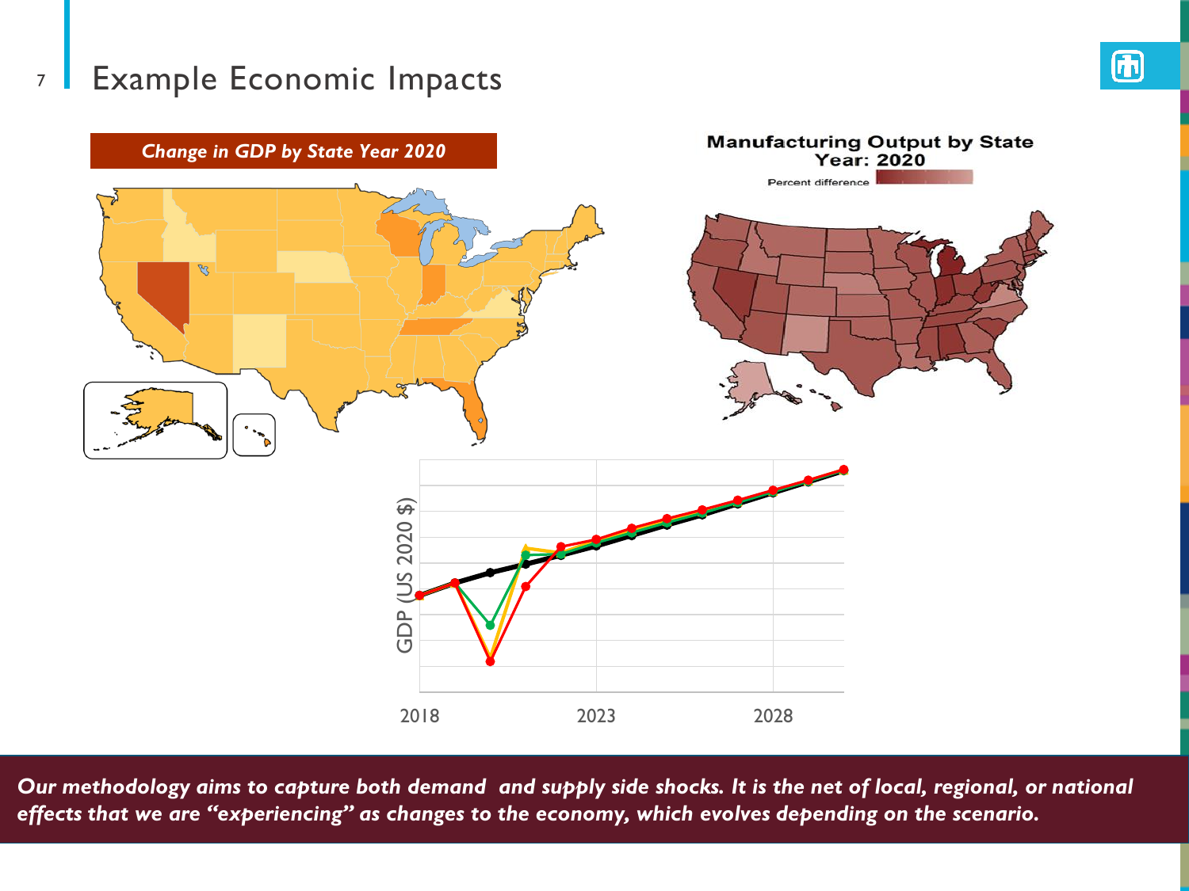# Example Economic Impacts

**Change in GDP by State Year 2020**

**Manufacturing Output by State**
**Year: 2020**

Percent difference

GDP (US 2020 $)

2018 2023 2028

***Our methodology aims to capture both demand and supply side shocks. It is the net of local, regional, or national effects that we are "experiencing" as changes to the economy, which evolves depending on the scenario.***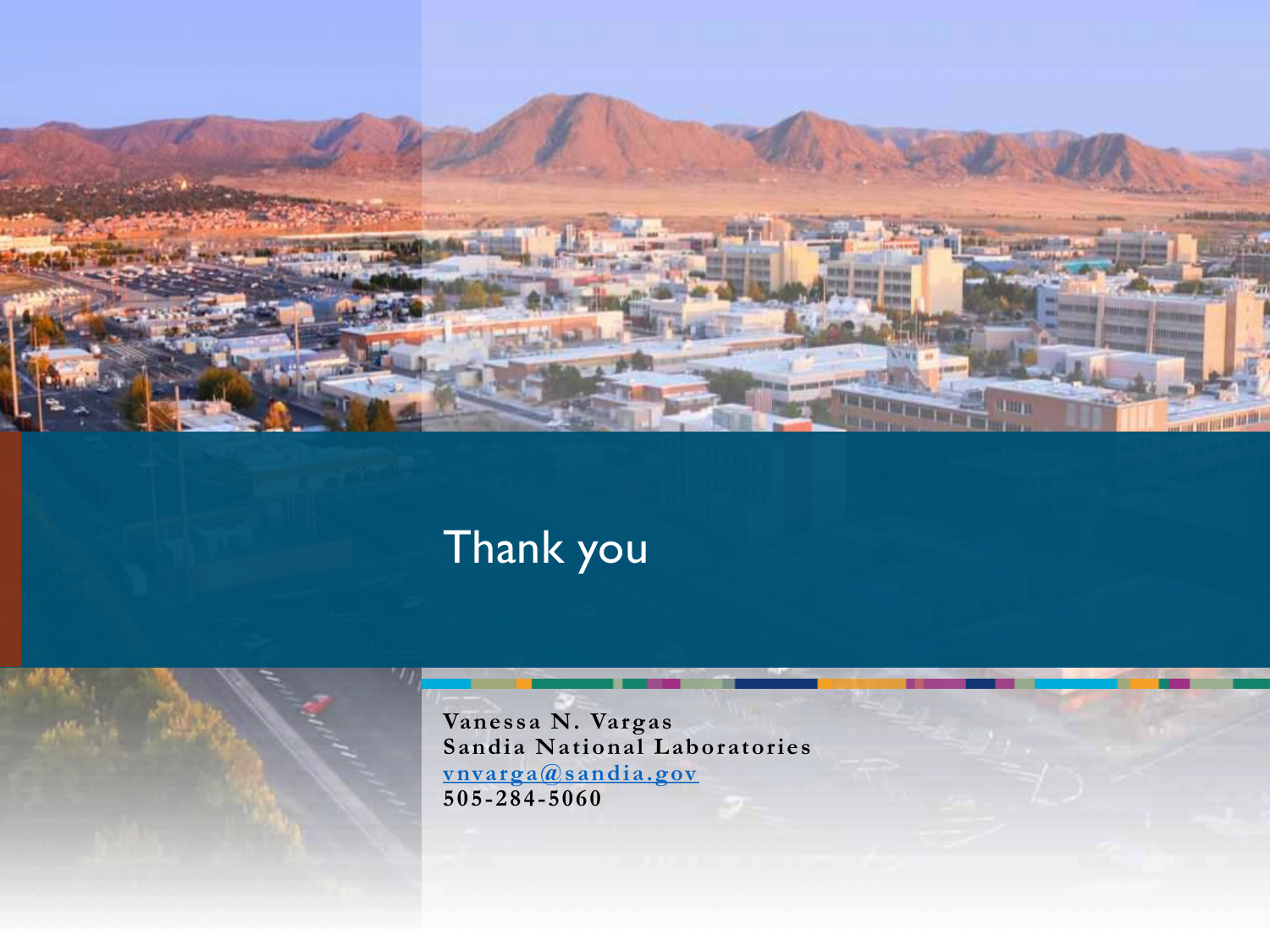# Thank you

**Vanessa N. Vargas**
**Sandia National Laboratories**
[vnvarga@sandia.gov](mailto:vnvarga@sandia.gov)
**505-284-5060**